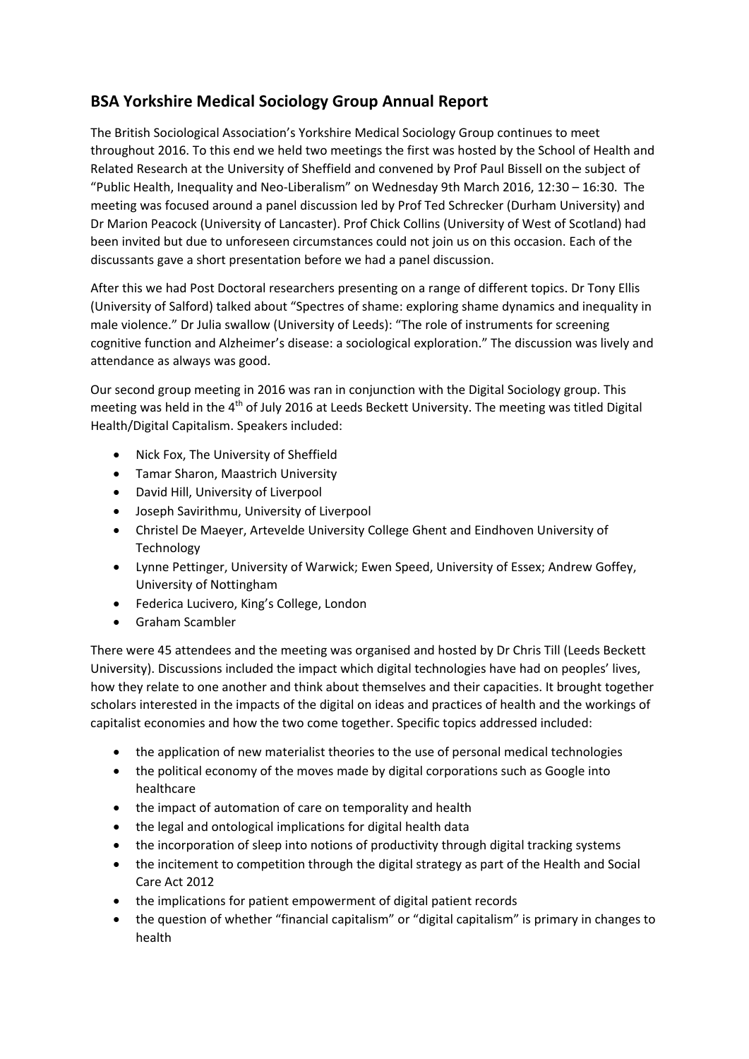## BSA Yorkshire Medical Sociology Group Annual Report

The British Sociological Association's Yorkshire Medical Sociology Group continues to meet throughout 2016. To this end we held two meetings the first was hosted by the School of Health and Related Research at the University of Sheffield and convened by Prof Paul Bissell on the subject of "Public Health, Inequality and Neo-Liberalism" on Wednesday 9th March 2016, 12:30 – 16:30. The meeting was focused around a panel discussion led by Prof Ted Schrecker (Durham University) and Dr Marion Peacock (University of Lancaster). Prof Chick Collins (University of West of Scotland) had been invited but due to unforeseen circumstances could not join us on this occasion. Each of the discussants gave a short presentation before we had a panel discussion.

After this we had Post Doctoral researchers presenting on a range of different topics. Dr Tony Ellis (University of Salford) talked about "Spectres of shame: exploring shame dynamics and inequality in male violence." Dr Julia swallow (University of Leeds): "The role of instruments for screening cognitive function and Alzheimer's disease: a sociological exploration." The discussion was lively and attendance as always was good.

Our second group meeting in 2016 was ran in conjunction with the Digital Sociology group. This meeting was held in the 4th of July 2016 at Leeds Beckett University. The meeting was titled Digital Health/Digital Capitalism. Speakers included:

- Nick Fox, The University of Sheffield
- Tamar Sharon, Maastrich University
- David Hill, University of Liverpool
- Joseph Savirithmu, University of Liverpool
- Christel De Maeyer, Artevelde University College Ghent and Eindhoven University of Technology
- Lynne Pettinger, University of Warwick; Ewen Speed, University of Essex; Andrew Goffey, University of Nottingham
- Federica Lucivero, King's College, London
- Graham Scambler

There were 45 attendees and the meeting was organised and hosted by Dr Chris Till (Leeds Beckett University). Discussions included the impact which digital technologies have had on peoples' lives, how they relate to one another and think about themselves and their capacities. It brought together scholars interested in the impacts of the digital on ideas and practices of health and the workings of capitalist economies and how the two come together. Specific topics addressed included:

- the application of new materialist theories to the use of personal medical technologies
- the political economy of the moves made by digital corporations such as Google into healthcare
- the impact of automation of care on temporality and health
- the legal and ontological implications for digital health data
- the incorporation of sleep into notions of productivity through digital tracking systems
- the incitement to competition through the digital strategy as part of the Health and Social Care Act 2012
- the implications for patient empowerment of digital patient records
- the question of whether "financial capitalism" or "digital capitalism" is primary in changes to health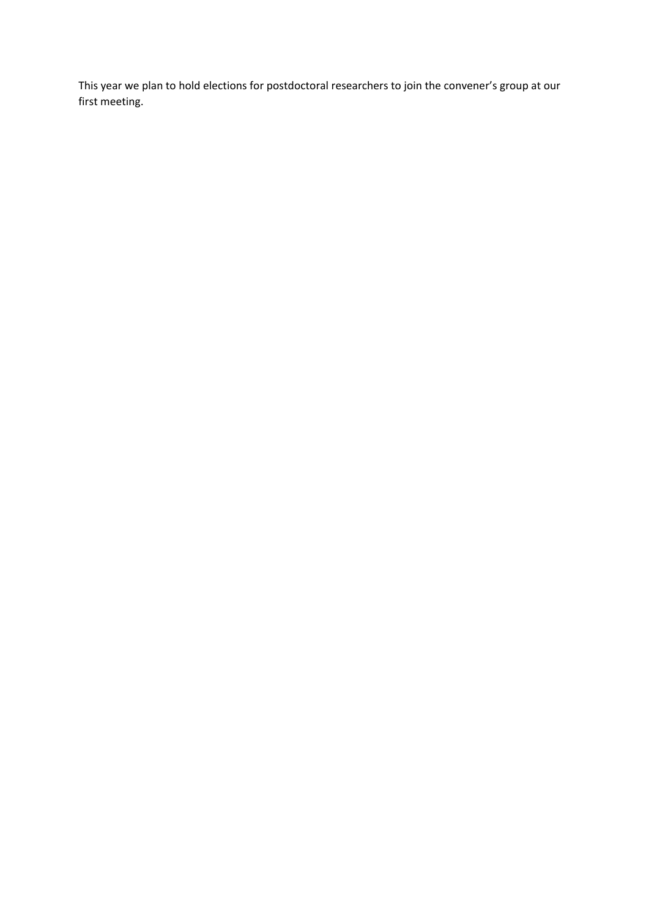This year we plan to hold elections for postdoctoral researchers to join the convener's group at our first meeting.